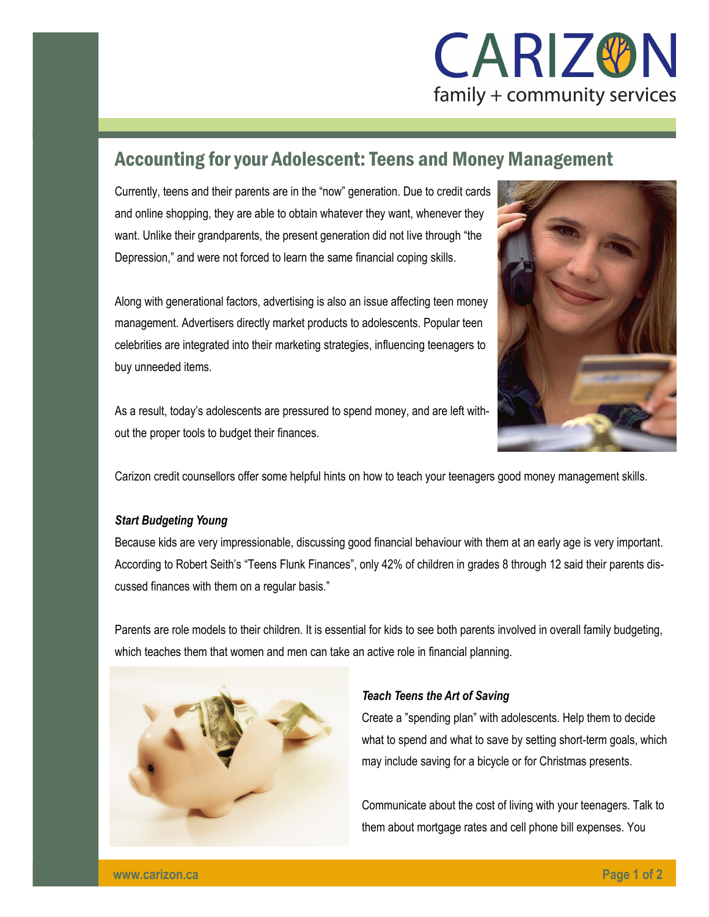CARIZON
family + community services

# Accounting for your Adolescent: Teens and Money Management

Currently, teens and their parents are in the "now" generation. Due to credit cards and online shopping, they are able to obtain whatever they want, whenever they want. Unlike their grandparents, the present generation did not live through "the Depression," and were not forced to learn the same financial coping skills.

Along with generational factors, advertising is also an issue affecting teen money management. Advertisers directly market products to adolescents. Popular teen celebrities are integrated into their marketing strategies, influencing teenagers to buy unneeded items.

As a result, today's adolescents are pressured to spend money, and are left without the proper tools to budget their finances.

Carizon credit counsellors offer some helpful hints on how to teach your teenagers good money management skills.

***Start Budgeting Young***

Because kids are very impressionable, discussing good financial behaviour with them at an early age is very important. According to Robert Seith's "Teens Flunk Finances", only 42% of children in grades 8 through 12 said their parents discussed finances with them on a regular basis."

Parents are role models to their children. It is essential for kids to see both parents involved in overall family budgeting, which teaches them that women and men can take an active role in financial planning.

***Teach Teens the Art of Saving***

Create a "spending plan" with adolescents. Help them to decide what to spend and what to save by setting short-term goals, which may include saving for a bicycle or for Christmas presents.

Communicate about the cost of living with your teenagers. Talk to them about mortgage rates and cell phone bill expenses. You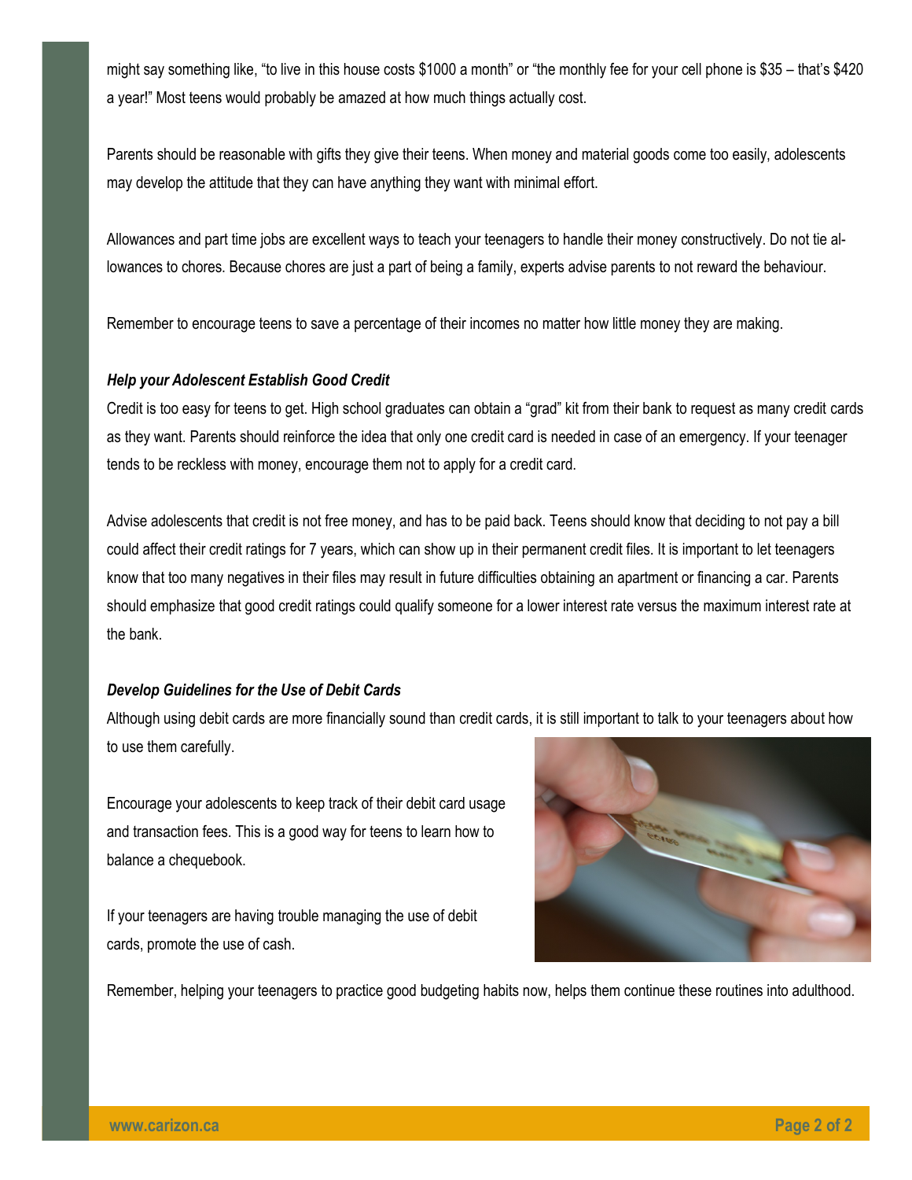might say something like, “to live in this house costs $1000 a month” or “the monthly fee for your cell phone is $35 – that’s $420 a year!” Most teens would probably be amazed at how much things actually cost.

Parents should be reasonable with gifts they give their teens. When money and material goods come too easily, adolescents may develop the attitude that they can have anything they want with minimal effort.

Allowances and part time jobs are excellent ways to teach your teenagers to handle their money constructively. Do not tie allowances to chores. Because chores are just a part of being a family, experts advise parents to not reward the behaviour.

Remember to encourage teens to save a percentage of their incomes no matter how little money they are making.

***Help your Adolescent Establish Good Credit***

Credit is too easy for teens to get. High school graduates can obtain a “grad” kit from their bank to request as many credit cards as they want. Parents should reinforce the idea that only one credit card is needed in case of an emergency. If your teenager tends to be reckless with money, encourage them not to apply for a credit card.

Advise adolescents that credit is not free money, and has to be paid back. Teens should know that deciding to not pay a bill could affect their credit ratings for 7 years, which can show up in their permanent credit files. It is important to let teenagers know that too many negatives in their files may result in future difficulties obtaining an apartment or financing a car. Parents should emphasize that good credit ratings could qualify someone for a lower interest rate versus the maximum interest rate at the bank.

***Develop Guidelines for the Use of Debit Cards***

Although using debit cards are more financially sound than credit cards, it is still important to talk to your teenagers about how to use them carefully.

Encourage your adolescents to keep track of their debit card usage and transaction fees. This is a good way for teens to learn how to balance a chequebook.

If your teenagers are having trouble managing the use of debit cards, promote the use of cash.

Remember, helping your teenagers to practice good budgeting habits now, helps them continue these routines into adulthood.